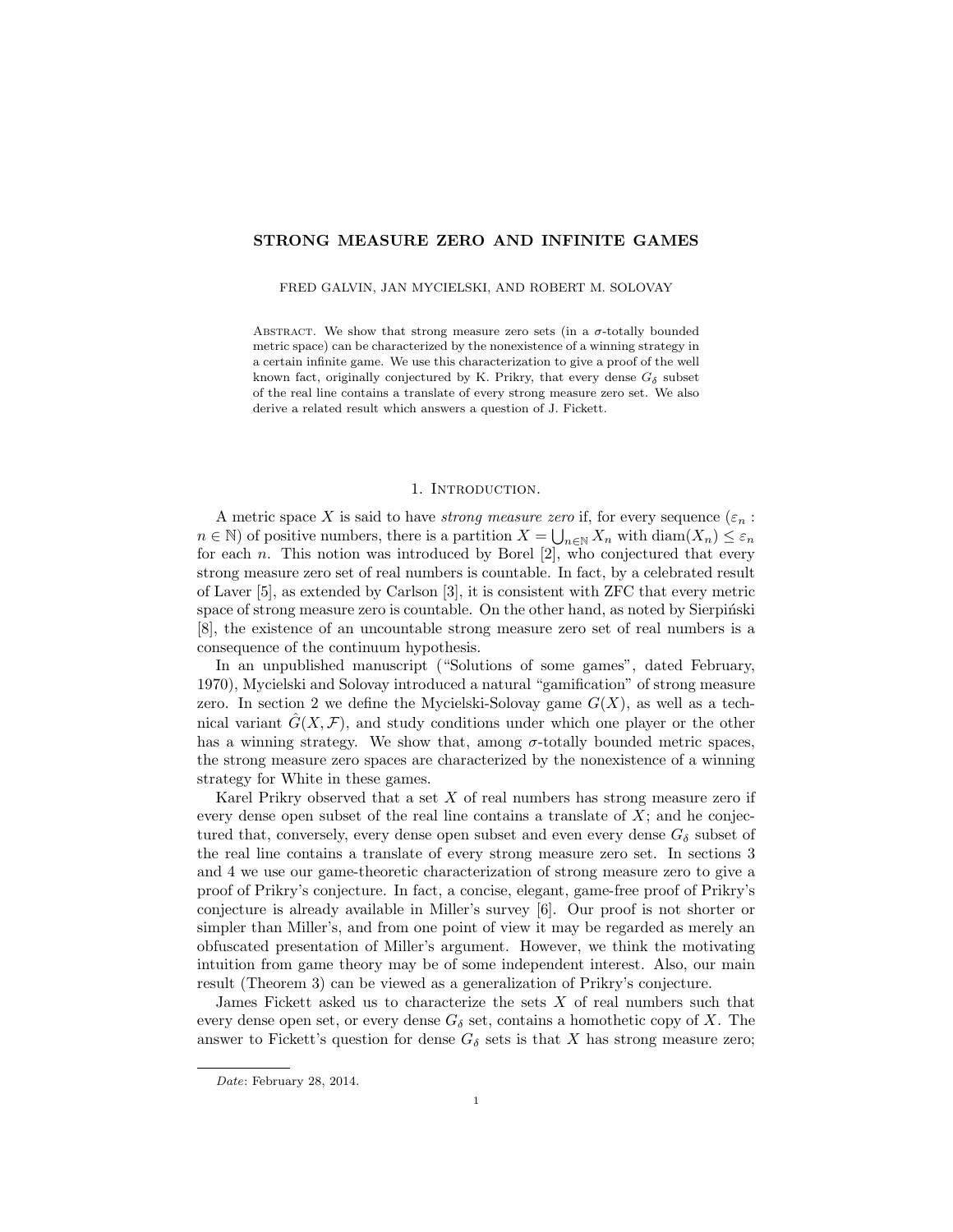# STRONG MEASURE ZERO AND INFINITE GAMES

FRED GALVIN, JAN MYCIELSKI, AND ROBERT M. SOLOVAY

Abstract. We show that strong measure zero sets (in a $\sigma$-totally bounded metric space) can be characterized by the nonexistence of a winning strategy in a certain infinite game. We use this characterization to give a proof of the well known fact, originally conjectured by K. Prikry, that every dense $G_\delta$ subset of the real line contains a translate of every strong measure zero set. We also derive a related result which answers a question of J. Fickett.

## 1. Introduction.

A metric space $X$ is said to have *strong measure zero* if, for every sequence $(\varepsilon_n : n \in \mathbb{N})$ of positive numbers, there is a partition $X = \bigcup_{n \in \mathbb{N}} X_n$ with $\operatorname{diam}(X_n) \leq \varepsilon_n$ for each $n$. This notion was introduced by Borel [2], who conjectured that every strong measure zero set of real numbers is countable. In fact, by a celebrated result of Laver [5], as extended by Carlson [3], it is consistent with ZFC that every metric space of strong measure zero is countable. On the other hand, as noted by Sierpiński [8], the existence of an uncountable strong measure zero set of real numbers is a consequence of the continuum hypothesis.

In an unpublished manuscript ("Solutions of some games", dated February, 1970), Mycielski and Solovay introduced a natural "gamification" of strong measure zero. In section 2 we define the Mycielski-Solovay game $G(X)$, as well as a technical variant $\hat{G}(X, \mathcal{F})$, and study conditions under which one player or the other has a winning strategy. We show that, among $\sigma$-totally bounded metric spaces, the strong measure zero spaces are characterized by the nonexistence of a winning strategy for White in these games.

Karel Prikry observed that a set $X$ of real numbers has strong measure zero if every dense open subset of the real line contains a translate of $X$; and he conjectured that, conversely, every dense open subset and even every dense $G_\delta$ subset of the real line contains a translate of every strong measure zero set. In sections 3 and 4 we use our game-theoretic characterization of strong measure zero to give a proof of Prikry's conjecture. In fact, a concise, elegant, game-free proof of Prikry's conjecture is already available in Miller's survey [6]. Our proof is not shorter or simpler than Miller's, and from one point of view it may be regarded as merely an obfuscated presentation of Miller's argument. However, we think the motivating intuition from game theory may be of some independent interest. Also, our main result (Theorem 3) can be viewed as a generalization of Prikry's conjecture.

James Fickett asked us to characterize the sets $X$ of real numbers such that every dense open set, or every dense $G_\delta$ set, contains a homothetic copy of $X$. The answer to Fickett's question for dense $G_\delta$ sets is that $X$ has strong measure zero;

---

*Date*: February 28, 2014.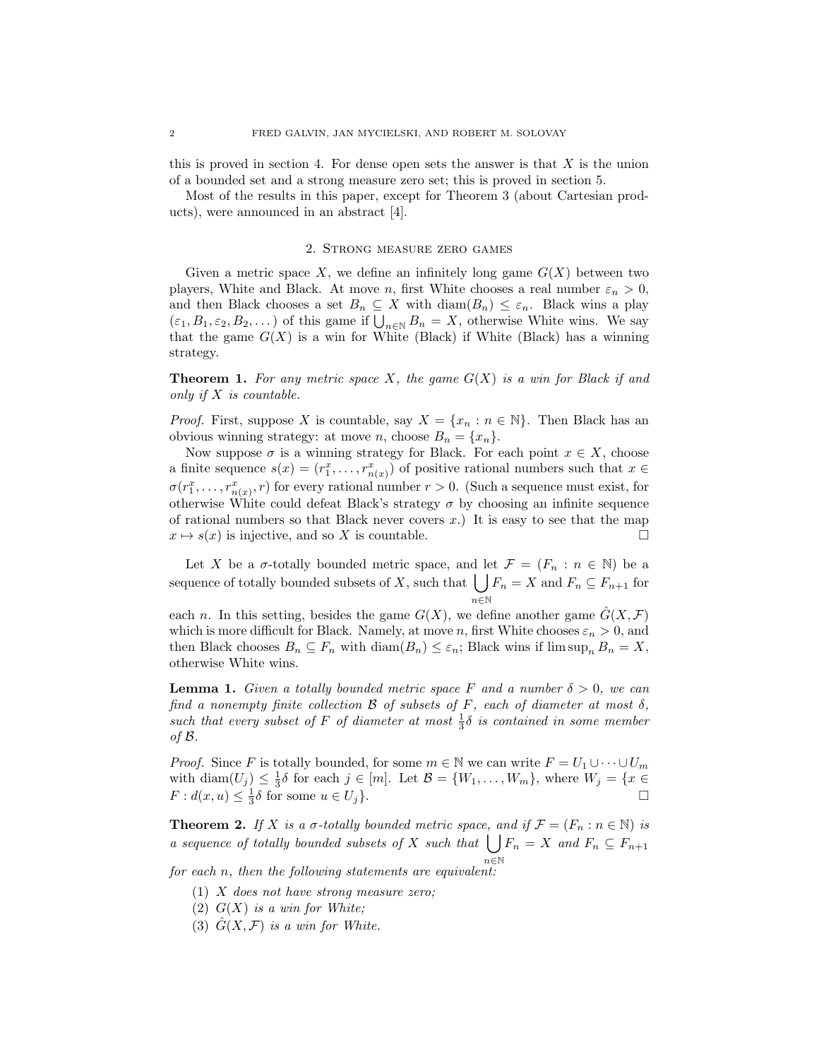this is proved in section 4. For dense open sets the answer is that $X$ is the union of a bounded set and a strong measure zero set; this is proved in section 5.

Most of the results in this paper, except for Theorem 3 (about Cartesian products), were announced in an abstract [4].

## 2. Strong measure zero games

Given a metric space $X$, we define an infinitely long game $G(X)$ between two players, White and Black. At move $n$, first White chooses a real number $\varepsilon_n > 0$, and then Black chooses a set $B_n \subseteq X$ with $\operatorname{diam}(B_n) \leq \varepsilon_n$. Black wins a play $(\varepsilon_1, B_1, \varepsilon_2, B_2, \dots)$ of this game if $\bigcup_{n\in\mathbb{N}} B_n = X$, otherwise White wins. We say that the game $G(X)$ is a win for White (Black) if White (Black) has a winning strategy.

**Theorem 1.** *For any metric space $X$, the game $G(X)$ is a win for Black if and only if $X$ is countable.*

*Proof.* First, suppose $X$ is countable, say $X = \{x_n : n \in \mathbb{N}\}$. Then Black has an obvious winning strategy: at move $n$, choose $B_n = \{x_n\}$.

Now suppose $\sigma$ is a winning strategy for Black. For each point $x \in X$, choose a finite sequence $s(x) = (r_1^x, \dots, r_{n(x)}^x)$ of positive rational numbers such that $x \in \sigma(r_1^x, \dots, r_{n(x)}^x, r)$ for every rational number $r > 0$. (Such a sequence must exist, for otherwise White could defeat Black's strategy $\sigma$ by choosing an infinite sequence of rational numbers so that Black never covers $x$.) It is easy to see that the map $x \mapsto s(x)$ is injective, and so $X$ is countable. □

Let $X$ be a $\sigma$-totally bounded metric space, and let $\mathcal{F} = (F_n : n \in \mathbb{N})$ be a sequence of totally bounded subsets of $X$, such that $\bigcup_{n\in\mathbb{N}} F_n = X$ and $F_n \subseteq F_{n+1}$ for each $n$. In this setting, besides the game $G(X)$, we define another game $\hat{G}(X, \mathcal{F})$ which is more difficult for Black. Namely, at move $n$, first White chooses $\varepsilon_n > 0$, and then Black chooses $B_n \subseteq F_n$ with $\operatorname{diam}(B_n) \leq \varepsilon_n$; Black wins if $\limsup_n B_n = X$, otherwise White wins.

**Lemma 1.** *Given a totally bounded metric space $F$ and a number $\delta > 0$, we can find a nonempty finite collection $\mathcal{B}$ of subsets of $F$, each of diameter at most $\delta$, such that every subset of $F$ of diameter at most $\frac{1}{3}\delta$ is contained in some member of $\mathcal{B}$.*

*Proof.* Since $F$ is totally bounded, for some $m \in \mathbb{N}$ we can write $F = U_1 \cup \dots \cup U_m$ with $\operatorname{diam}(U_j) \leq \frac{1}{3}\delta$ for each $j \in [m]$. Let $\mathcal{B} = \{W_1, \dots, W_m\}$, where $W_j = \{x \in F : d(x, u) \leq \frac{1}{3}\delta \text{ for some } u \in U_j\}$. □

**Theorem 2.** *If $X$ is a $\sigma$-totally bounded metric space, and if $\mathcal{F} = (F_n : n \in \mathbb{N})$ is a sequence of totally bounded subsets of $X$ such that $\bigcup_{n\in\mathbb{N}} F_n = X$ and $F_n \subseteq F_{n+1}$ for each $n$, then the following statements are equivalent:*

1. *$X$ does not have strong measure zero;*
2. *$G(X)$ is a win for White;*
3. *$\hat{G}(X, \mathcal{F})$ is a win for White.*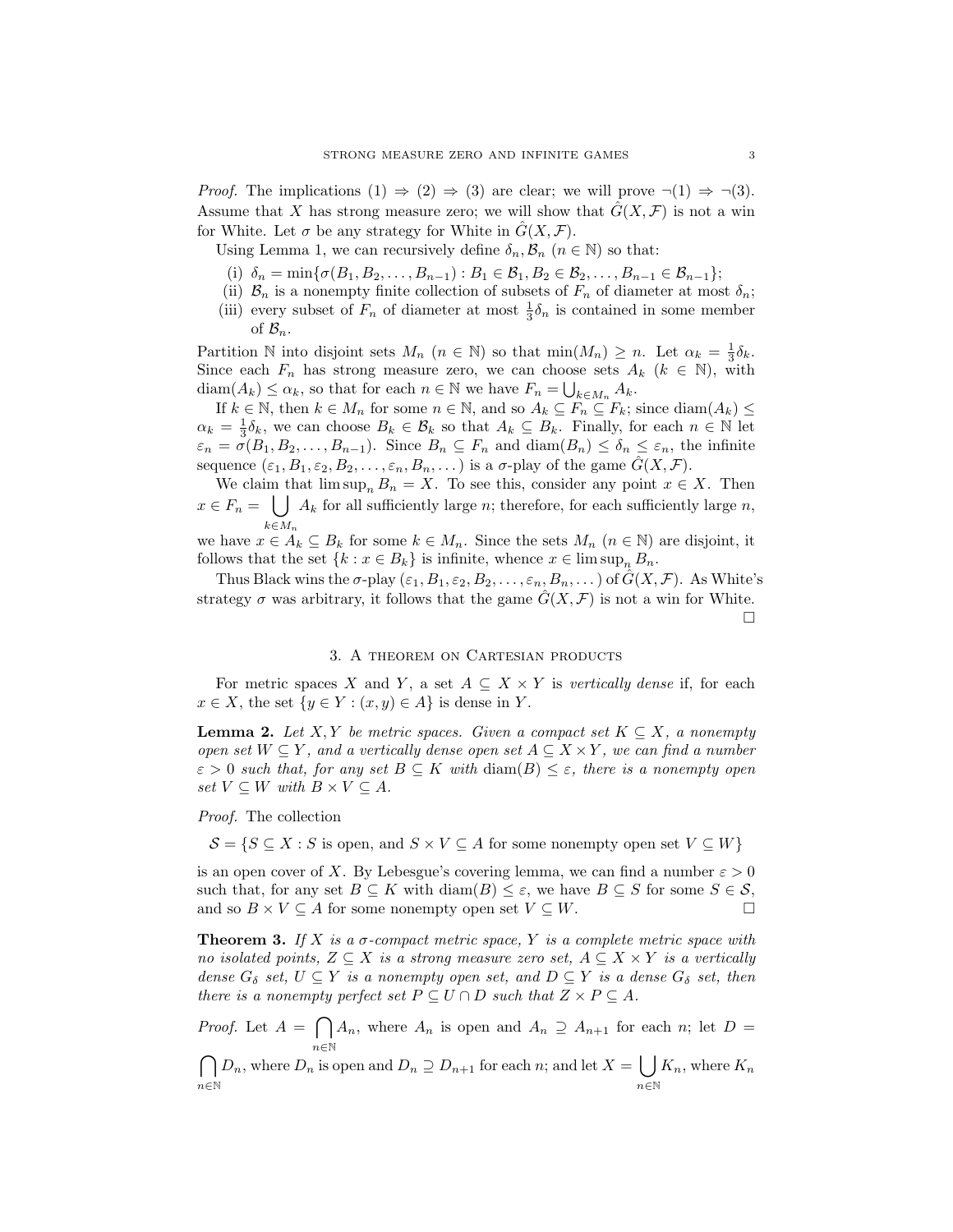*Proof.* The implications (1) $\Rightarrow$ (2) $\Rightarrow$ (3) are clear; we will prove $\neg$(1) $\Rightarrow$ $\neg$(3). Assume that $X$ has strong measure zero; we will show that $\hat{G}(X, \mathcal{F})$ is not a win for White. Let $\sigma$ be any strategy for White in $\hat{G}(X, \mathcal{F})$.

Using Lemma 1, we can recursively define $\delta_n, \mathcal{B}_n$ ($n \in \mathbb{N}$) so that:

- (i) $\delta_n = \min\{\sigma(B_1, B_2, \ldots, B_{n-1}) : B_1 \in \mathcal{B}_1, B_2 \in \mathcal{B}_2, \ldots, B_{n-1} \in \mathcal{B}_{n-1}\}$;
- (ii) $\mathcal{B}_n$ is a nonempty finite collection of subsets of $F_n$ of diameter at most $\delta_n$;
- (iii) every subset of $F_n$ of diameter at most $\frac{1}{3}\delta_n$ is contained in some member of $\mathcal{B}_n$.

Partition $\mathbb{N}$ into disjoint sets $M_n$ ($n \in \mathbb{N}$) so that $\min(M_n) \geq n$. Let $\alpha_k = \frac{1}{3}\delta_k$. Since each $F_n$ has strong measure zero, we can choose sets $A_k$ ($k \in \mathbb{N}$), with $\operatorname{diam}(A_k) \leq \alpha_k$, so that for each $n \in \mathbb{N}$ we have $F_n = \bigcup_{k \in M_n} A_k$.

If $k \in \mathbb{N}$, then $k \in M_n$ for some $n \in \mathbb{N}$, and so $A_k \subseteq F_n \subseteq F_k$; since $\operatorname{diam}(A_k) \leq \alpha_k = \frac{1}{3}\delta_k$, we can choose $B_k \in \mathcal{B}_k$ so that $A_k \subseteq B_k$. Finally, for each $n \in \mathbb{N}$ let $\varepsilon_n = \sigma(B_1, B_2, \ldots, B_{n-1})$. Since $B_n \subseteq F_n$ and $\operatorname{diam}(B_n) \leq \delta_n \leq \varepsilon_n$, the infinite sequence $(\varepsilon_1, B_1, \varepsilon_2, B_2, \ldots, \varepsilon_n, B_n, \ldots)$ is a $\sigma$-play of the game $\hat{G}(X, \mathcal{F})$.

We claim that $\limsup_n B_n = X$. To see this, consider any point $x \in X$. Then $x \in F_n = \bigcup_{k \in M_n} A_k$ for all sufficiently large $n$; therefore, for each sufficiently large $n$, we have $x \in A_k \subseteq B_k$ for some $k \in M_n$. Since the sets $M_n$ ($n \in \mathbb{N}$) are disjoint, it follows that the set $\{k : x \in B_k\}$ is infinite, whence $x \in \limsup_n B_n$.

Thus Black wins the $\sigma$-play $(\varepsilon_1, B_1, \varepsilon_2, B_2, \ldots, \varepsilon_n, B_n, \ldots)$ of $\hat{G}(X, \mathcal{F})$. As White's strategy $\sigma$ was arbitrary, it follows that the game $\hat{G}(X, \mathcal{F})$ is not a win for White. $\square$

## 3. A theorem on Cartesian products

For metric spaces $X$ and $Y$, a set $A \subseteq X \times Y$ is *vertically dense* if, for each $x \in X$, the set $\{y \in Y : (x, y) \in A\}$ is dense in $Y$.

**Lemma 2.** *Let $X, Y$ be metric spaces. Given a compact set $K \subseteq X$, a nonempty open set $W \subseteq Y$, and a vertically dense open set $A \subseteq X \times Y$, we can find a number $\varepsilon > 0$ such that, for any set $B \subseteq K$ with $\operatorname{diam}(B) \leq \varepsilon$, there is a nonempty open set $V \subseteq W$ with $B \times V \subseteq A$.*

*Proof.* The collection

$$\mathcal{S} = \{S \subseteq X : S \text{ is open, and } S \times V \subseteq A \text{ for some nonempty open set } V \subseteq W\}$$

is an open cover of $X$. By Lebesgue's covering lemma, we can find a number $\varepsilon > 0$ such that, for any set $B \subseteq K$ with $\operatorname{diam}(B) \leq \varepsilon$, we have $B \subseteq S$ for some $S \in \mathcal{S}$, and so $B \times V \subseteq A$ for some nonempty open set $V \subseteq W$. $\square$

**Theorem 3.** *If $X$ is a $\sigma$-compact metric space, $Y$ is a complete metric space with no isolated points, $Z \subseteq X$ is a strong measure zero set, $A \subseteq X \times Y$ is a vertically dense $G_\delta$ set, $U \subseteq Y$ is a nonempty open set, and $D \subseteq Y$ is a dense $G_\delta$ set, then there is a nonempty perfect set $P \subseteq U \cap D$ such that $Z \times P \subseteq A$.*

*Proof.* Let $A = \bigcap_{n \in \mathbb{N}} A_n$, where $A_n$ is open and $A_n \supseteq A_{n+1}$ for each $n$; let $D = \bigcap_{n \in \mathbb{N}} D_n$, where $D_n$ is open and $D_n \supseteq D_{n+1}$ for each $n$; and let $X = \bigcup_{n \in \mathbb{N}} K_n$, where $K_n$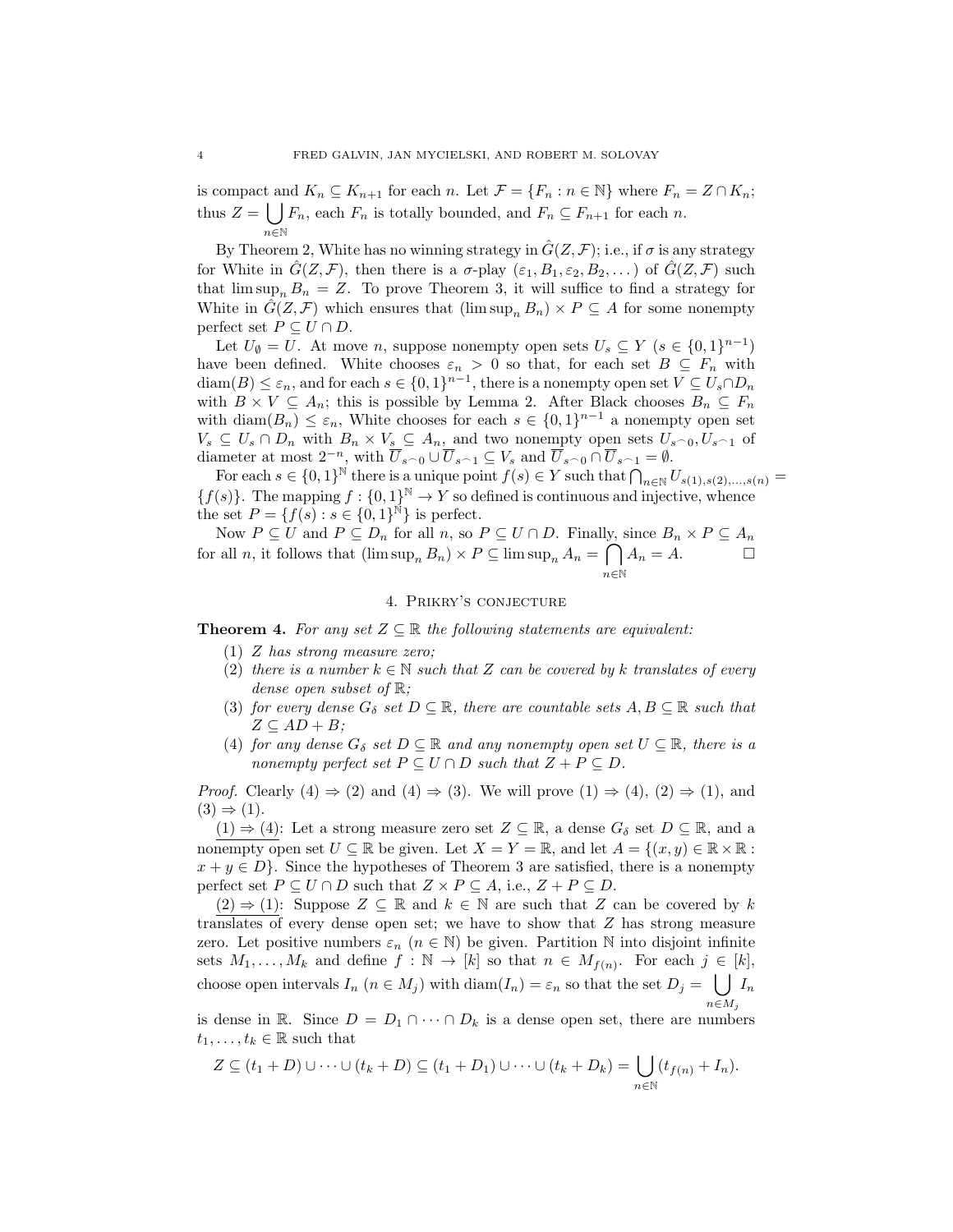is compact and $K_n \subseteq K_{n+1}$ for each $n$. Let $\mathcal{F} = \{F_n : n \in \mathbb{N}\}$ where $F_n = Z \cap K_n$; thus $Z = \bigcup_{n\in\mathbb{N}} F_n$, each $F_n$ is totally bounded, and $F_n \subseteq F_{n+1}$ for each $n$.

By Theorem 2, White has no winning strategy in $\hat{G}(Z, \mathcal{F})$; i.e., if $\sigma$ is any strategy for White in $\hat{G}(Z, \mathcal{F})$, then there is a $\sigma$-play $(\varepsilon_1, B_1, \varepsilon_2, B_2, \dots)$ of $\hat{G}(Z, \mathcal{F})$ such that $\limsup_n B_n = Z$. To prove Theorem 3, it will suffice to find a strategy for White in $\hat{G}(Z, \mathcal{F})$ which ensures that $(\limsup_n B_n) \times P \subseteq A$ for some nonempty perfect set $P \subseteq U \cap D$.

Let $U_\emptyset = U$. At move $n$, suppose nonempty open sets $U_s \subseteq Y$ ($s \in \{0,1\}^{n-1}$) have been defined. White chooses $\varepsilon_n > 0$ so that, for each set $B \subseteq F_n$ with $\operatorname{diam}(B) \le \varepsilon_n$, and for each $s \in \{0,1\}^{n-1}$, there is a nonempty open set $V \subseteq U_s \cap D_n$ with $B \times V \subseteq A_n$; this is possible by Lemma 2. After Black chooses $B_n \subseteq F_n$ with $\operatorname{diam}(B_n) \le \varepsilon_n$, White chooses for each $s \in \{0,1\}^{n-1}$ a nonempty open set $V_s \subseteq U_s \cap D_n$ with $B_n \times V_s \subseteq A_n$, and two nonempty open sets $U_{s\frown 0}, U_{s\frown 1}$ of diameter at most $2^{-n}$, with $\overline{U}_{s\frown 0} \cup \overline{U}_{s\frown 1} \subseteq V_s$ and $\overline{U}_{s\frown 0} \cap \overline{U}_{s\frown 1} = \emptyset$.

For each $s \in \{0,1\}^{\mathbb{N}}$ there is a unique point $f(s) \in Y$ such that $\bigcap_{n\in\mathbb{N}} U_{s(1),s(2),\dots,s(n)} = \{f(s)\}$. The mapping $f : \{0,1\}^{\mathbb{N}} \to Y$ so defined is continuous and injective, whence the set $P = \{f(s) : s \in \{0,1\}^{\mathbb{N}}\}$ is perfect.

Now $P \subseteq U$ and $P \subseteq D_n$ for all $n$, so $P \subseteq U \cap D$. Finally, since $B_n \times P \subseteq A_n$ for all $n$, it follows that $(\limsup_n B_n) \times P \subseteq \limsup_n A_n = \bigcap_{n\in\mathbb{N}} A_n = A$. □

## 4. Prikry's conjecture

**Theorem 4.** *For any set $Z \subseteq \mathbb{R}$ the following statements are equivalent:*

1. *$Z$ has strong measure zero;*
2. *there is a number $k \in \mathbb{N}$ such that $Z$ can be covered by $k$ translates of every dense open subset of $\mathbb{R}$;*
3. *for every dense $G_\delta$ set $D \subseteq \mathbb{R}$, there are countable sets $A, B \subseteq \mathbb{R}$ such that $Z \subseteq AD + B$;*
4. *for any dense $G_\delta$ set $D \subseteq \mathbb{R}$ and any nonempty open set $U \subseteq \mathbb{R}$, there is a nonempty perfect set $P \subseteq U \cap D$ such that $Z + P \subseteq D$.*

*Proof.* Clearly (4) ⇒ (2) and (4) ⇒ (3). We will prove (1) ⇒ (4), (2) ⇒ (1), and (3) ⇒ (1).

<u>(1) ⇒ (4)</u>: Let a strong measure zero set $Z \subseteq \mathbb{R}$, a dense $G_\delta$ set $D \subseteq \mathbb{R}$, and a nonempty open set $U \subseteq \mathbb{R}$ be given. Let $X = Y = \mathbb{R}$, and let $A = \{(x, y) \in \mathbb{R} \times \mathbb{R} : x + y \in D\}$. Since the hypotheses of Theorem 3 are satisfied, there is a nonempty perfect set $P \subseteq U \cap D$ such that $Z \times P \subseteq A$, i.e., $Z + P \subseteq D$.

<u>(2) ⇒ (1)</u>: Suppose $Z \subseteq \mathbb{R}$ and $k \in \mathbb{N}$ are such that $Z$ can be covered by $k$ translates of every dense open set; we have to show that $Z$ has strong measure zero. Let positive numbers $\varepsilon_n$ ($n \in \mathbb{N}$) be given. Partition $\mathbb{N}$ into disjoint infinite sets $M_1, \dots, M_k$ and define $f : \mathbb{N} \to [k]$ so that $n \in M_{f(n)}$. For each $j \in [k]$, choose open intervals $I_n$ ($n \in M_j$) with $\operatorname{diam}(I_n) = \varepsilon_n$ so that the set $D_j = \bigcup_{n\in M_j} I_n$ is dense in $\mathbb{R}$. Since $D = D_1 \cap \dots \cap D_k$ is a dense open set, there are numbers $t_1, \dots, t_k \in \mathbb{R}$ such that

$$Z \subseteq (t_1 + D) \cup \dots \cup (t_k + D) \subseteq (t_1 + D_1) \cup \dots \cup (t_k + D_k) = \bigcup_{n\in\mathbb{N}} (t_{f(n)} + I_n).$$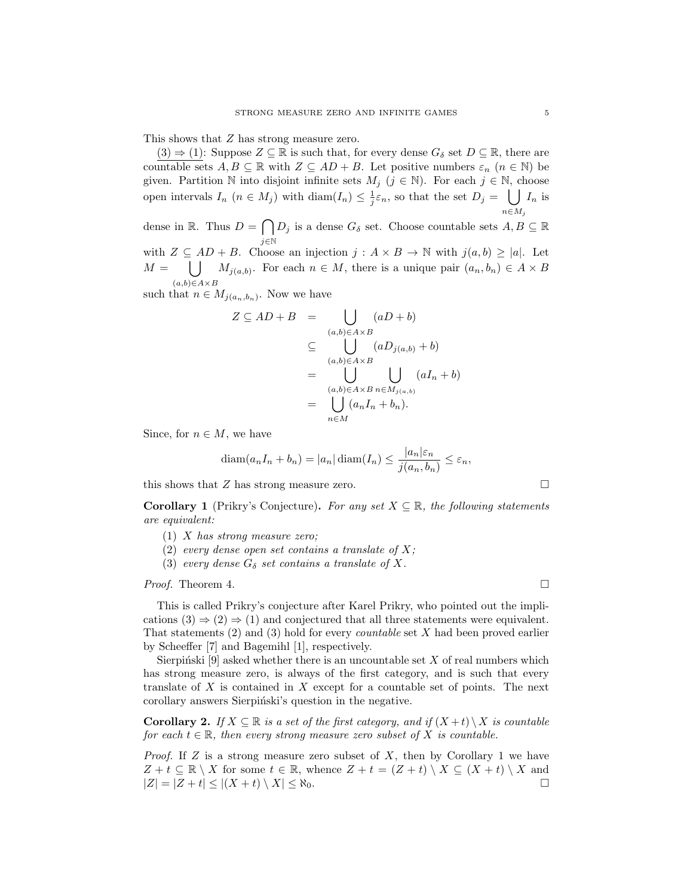This shows that $Z$ has strong measure zero.

(3) $\Rightarrow$ (1): Suppose $Z \subseteq \mathbb{R}$ is such that, for every dense $G_\delta$ set $D \subseteq \mathbb{R}$, there are countable sets $A, B \subseteq \mathbb{R}$ with $Z \subseteq AD + B$. Let positive numbers $\varepsilon_n$ ($n \in \mathbb{N}$) be given. Partition $\mathbb{N}$ into disjoint infinite sets $M_j$ ($j \in \mathbb{N}$). For each $j \in \mathbb{N}$, choose open intervals $I_n$ ($n \in M_j$) with $\operatorname{diam}(I_n) \leq \frac{1}{j}\varepsilon_n$, so that the set $D_j = \bigcup_{n \in M_j} I_n$ is dense in $\mathbb{R}$. Thus $D = \bigcap_{j \in \mathbb{N}} D_j$ is a dense $G_\delta$ set. Choose countable sets $A, B \subseteq \mathbb{R}$ with $Z \subseteq AD + B$. Choose an injection $j : A \times B \to \mathbb{N}$ with $j(a, b) \geq |a|$. Let $M = \bigcup_{(a,b) \in A \times B} M_{j(a,b)}$. For each $n \in M$, there is a unique pair $(a_n, b_n) \in A \times B$ such that $n \in M_{j(a_n, b_n)}$. Now we have

$$
\begin{aligned}
Z \subseteq AD + B &= \bigcup_{(a,b) \in A \times B} (aD + b) \\
&\subseteq \bigcup_{(a,b) \in A \times B} (aD_{j(a,b)} + b) \\
&= \bigcup_{(a,b) \in A \times B} \bigcup_{n \in M_{j(a,b)}} (aI_n + b) \\
&= \bigcup_{n \in M} (a_n I_n + b_n).
\end{aligned}
$$

Since, for $n \in M$, we have

$$
\operatorname{diam}(a_n I_n + b_n) = |a_n| \operatorname{diam}(I_n) \leq \frac{|a_n| \varepsilon_n}{j(a_n, b_n)} \leq \varepsilon_n,
$$

this shows that $Z$ has strong measure zero. $\square$

**Corollary 1** (Prikry's Conjecture). *For any set $X \subseteq \mathbb{R}$, the following statements are equivalent:*

1. *$X$ has strong measure zero;*
2. *every dense open set contains a translate of $X$;*
3. *every dense $G_\delta$ set contains a translate of $X$.*

*Proof.* Theorem 4. $\square$

This is called Prikry's conjecture after Karel Prikry, who pointed out the implications (3) $\Rightarrow$ (2) $\Rightarrow$ (1) and conjectured that all three statements were equivalent. That statements (2) and (3) hold for every *countable* set $X$ had been proved earlier by Scheeffer [7] and Bagemihl [1], respectively.

Sierpiński [9] asked whether there is an uncountable set $X$ of real numbers which has strong measure zero, is always of the first category, and is such that every translate of $X$ is contained in $X$ except for a countable set of points. The next corollary answers Sierpiński's question in the negative.

**Corollary 2.** *If $X \subseteq \mathbb{R}$ is a set of the first category, and if $(X + t) \setminus X$ is countable for each $t \in \mathbb{R}$, then every strong measure zero subset of $X$ is countable.*

*Proof.* If $Z$ is a strong measure zero subset of $X$, then by Corollary 1 we have $Z + t \subseteq \mathbb{R} \setminus X$ for some $t \in \mathbb{R}$, whence $Z + t = (Z + t) \setminus X \subseteq (X + t) \setminus X$ and $|Z| = |Z + t| \leq |(X + t) \setminus X| \leq \aleph_0$. $\square$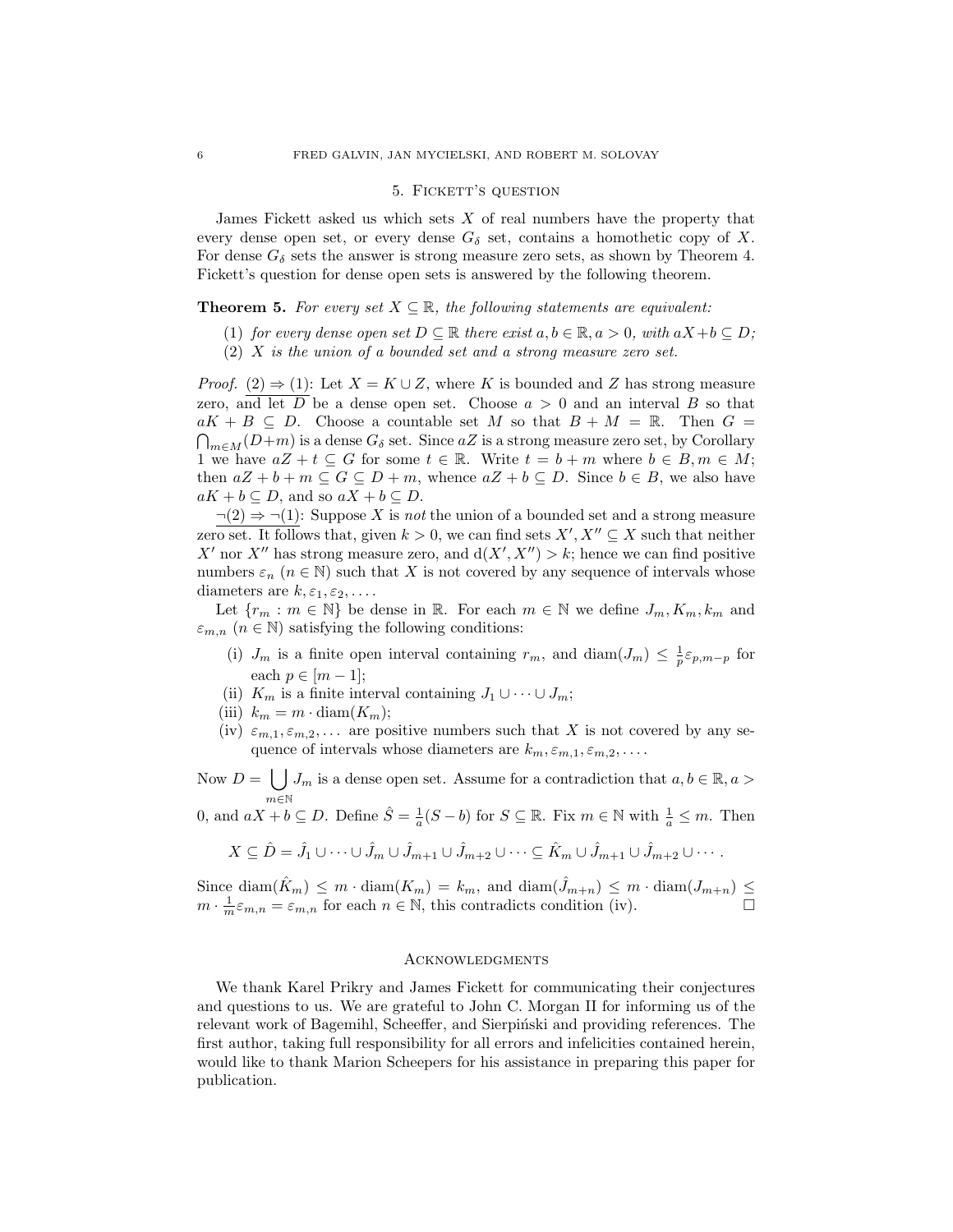## 5. Fickett's question

James Fickett asked us which sets $X$ of real numbers have the property that every dense open set, or every dense $G_\delta$ set, contains a homothetic copy of $X$. For dense $G_\delta$ sets the answer is strong measure zero sets, as shown by Theorem 4. Fickett's question for dense open sets is answered by the following theorem.

**Theorem 5.** *For every set $X \subseteq \mathbb{R}$, the following statements are equivalent:*

(1) *for every dense open set $D \subseteq \mathbb{R}$ there exist $a, b \in \mathbb{R}, a > 0$, with $aX + b \subseteq D$;*

(2) *$X$ is the union of a bounded set and a strong measure zero set.*

*Proof.* (2) $\Rightarrow$ (1): Let $X = K \cup Z$, where $K$ is bounded and $Z$ has strong measure zero, and let $D$ be a dense open set. Choose $a > 0$ and an interval $B$ so that $aK + B \subseteq D$. Choose a countable set $M$ so that $B + M = \mathbb{R}$. Then $G = \bigcap_{m \in M}(D + m)$ is a dense $G_\delta$ set. Since $aZ$ is a strong measure zero set, by Corollary 1 we have $aZ + t \subseteq G$ for some $t \in \mathbb{R}$. Write $t = b + m$ where $b \in B, m \in M$; then $aZ + b + m \subseteq G \subseteq D + m$, whence $aZ + b \subseteq D$. Since $b \in B$, we also have $aK + b \subseteq D$, and so $aX + b \subseteq D$.

$\neg$(2) $\Rightarrow$ $\neg$(1): Suppose $X$ is *not* the union of a bounded set and a strong measure zero set. It follows that, given $k > 0$, we can find sets $X', X'' \subseteq X$ such that neither $X'$ nor $X''$ has strong measure zero, and $\mathrm{d}(X', X'') > k$; hence we can find positive numbers $\varepsilon_n$ ($n \in \mathbb{N}$) such that $X$ is not covered by any sequence of intervals whose diameters are $k, \varepsilon_1, \varepsilon_2, \ldots$.

Let $\{r_m : m \in \mathbb{N}\}$ be dense in $\mathbb{R}$. For each $m \in \mathbb{N}$ we define $J_m, K_m, k_m$ and $\varepsilon_{m,n}$ ($n \in \mathbb{N}$) satisfying the following conditions:

(i) $J_m$ is a finite open interval containing $r_m$, and $\mathrm{diam}(J_m) \leq \frac{1}{p}\varepsilon_{p,m-p}$ for each $p \in [m-1]$;

(ii) $K_m$ is a finite interval containing $J_1 \cup \cdots \cup J_m$;

(iii) $k_m = m \cdot \mathrm{diam}(K_m)$;

(iv) $\varepsilon_{m,1}, \varepsilon_{m,2}, \ldots$ are positive numbers such that $X$ is not covered by any sequence of intervals whose diameters are $k_m, \varepsilon_{m,1}, \varepsilon_{m,2}, \ldots$.

Now $D = \bigcup_{m \in \mathbb{N}} J_m$ is a dense open set. Assume for a contradiction that $a, b \in \mathbb{R}, a > 0$, and $aX + b \subseteq D$. Define $\hat{S} = \frac{1}{a}(S - b)$ for $S \subseteq \mathbb{R}$. Fix $m \in \mathbb{N}$ with $\frac{1}{a} \leq m$. Then

$$X \subseteq \hat{D} = \hat{J}_1 \cup \cdots \cup \hat{J}_m \cup \hat{J}_{m+1} \cup \hat{J}_{m+2} \cup \cdots \subseteq \hat{K}_m \cup \hat{J}_{m+1} \cup \hat{J}_{m+2} \cup \cdots.$$

Since $\mathrm{diam}(\hat{K}_m) \leq m \cdot \mathrm{diam}(K_m) = k_m$, and $\mathrm{diam}(\hat{J}_{m+n}) \leq m \cdot \mathrm{diam}(J_{m+n}) \leq m \cdot \frac{1}{m}\varepsilon_{m,n} = \varepsilon_{m,n}$ for each $n \in \mathbb{N}$, this contradicts condition (iv). $\square$

## Acknowledgments

We thank Karel Prikry and James Fickett for communicating their conjectures and questions to us. We are grateful to John C. Morgan II for informing us of the relevant work of Bagemihl, Scheeffer, and Sierpiński and providing references. The first author, taking full responsibility for all errors and infelicities contained herein, would like to thank Marion Scheepers for his assistance in preparing this paper for publication.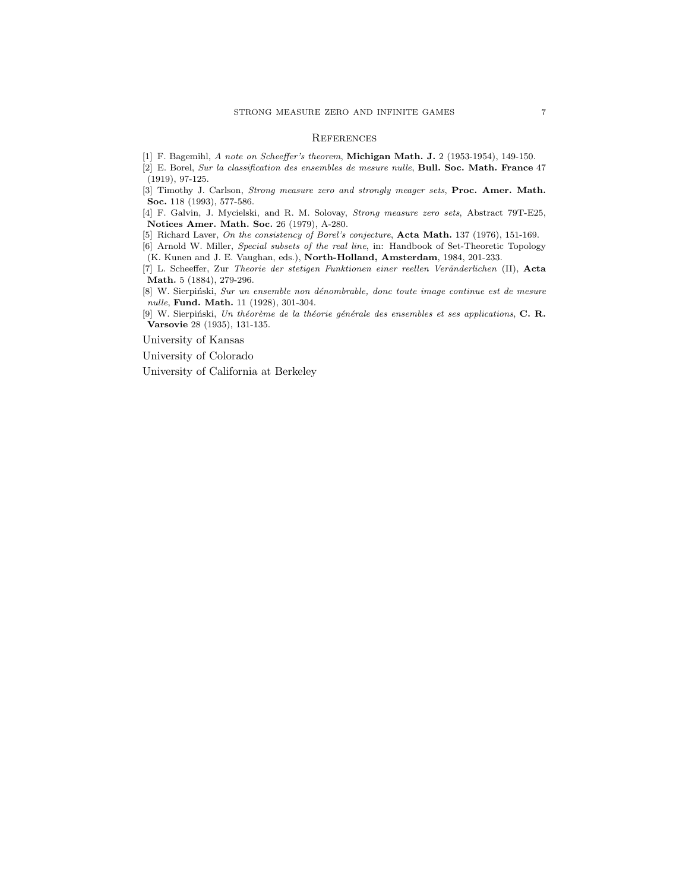## References

[1] F. Bagemihl, *A note on Scheeffer's theorem*, **Michigan Math. J.** 2 (1953-1954), 149-150.

[2] E. Borel, *Sur la classification des ensembles de mesure nulle*, **Bull. Soc. Math. France** 47 (1919), 97-125.

[3] Timothy J. Carlson, *Strong measure zero and strongly meager sets*, **Proc. Amer. Math. Soc.** 118 (1993), 577-586.

[4] F. Galvin, J. Mycielski, and R. M. Solovay, *Strong measure zero sets*, Abstract 79T-E25, **Notices Amer. Math. Soc.** 26 (1979), A-280.

[5] Richard Laver, *On the consistency of Borel's conjecture*, **Acta Math.** 137 (1976), 151-169.

[6] Arnold W. Miller, *Special subsets of the real line*, in: Handbook of Set-Theoretic Topology (K. Kunen and J. E. Vaughan, eds.), **North-Holland, Amsterdam**, 1984, 201-233.

[7] L. Scheeffer, Zur *Theorie der stetigen Funktionen einer reellen Veränderlichen* (II), **Acta Math.** 5 (1884), 279-296.

[8] W. Sierpiński, *Sur un ensemble non dénombrable, donc toute image continue est de mesure nulle*, **Fund. Math.** 11 (1928), 301-304.

[9] W. Sierpiński, *Un théorème de la théorie générale des ensembles et ses applications*, **C. R. Varsovie** 28 (1935), 131-135.

University of Kansas

University of Colorado

University of California at Berkeley